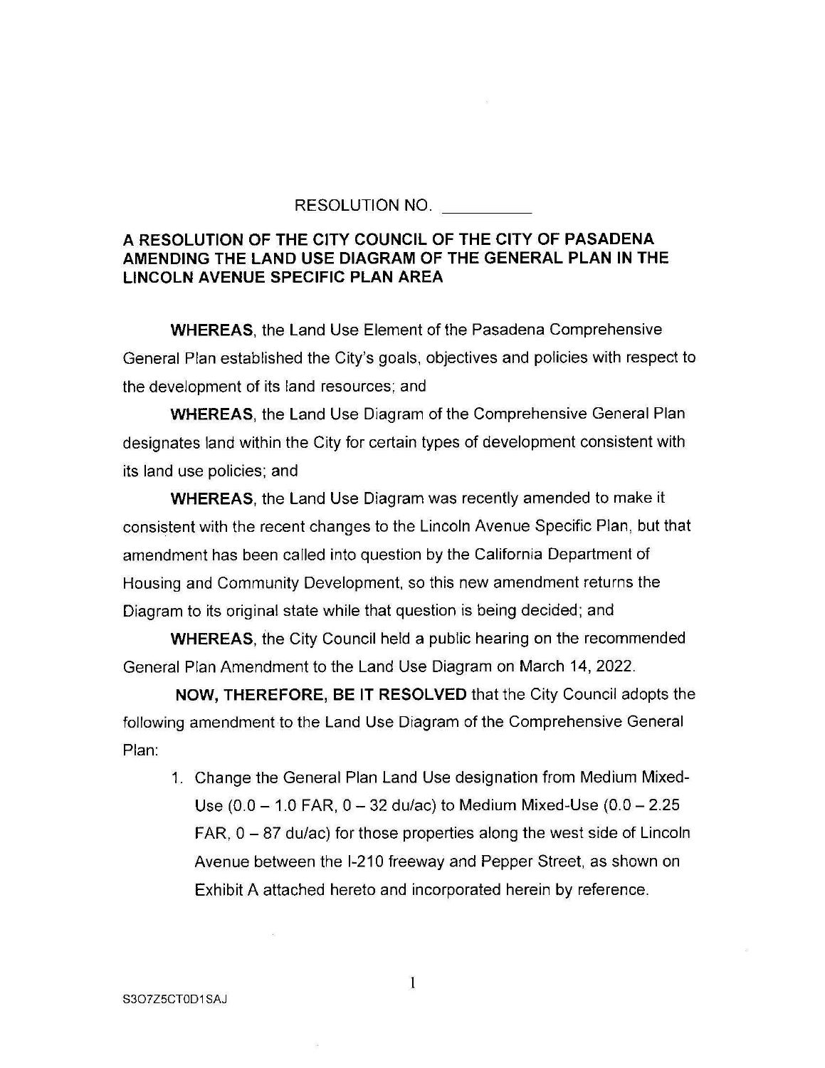RESOLUTION NO. __________

**A RESOLUTION OF THE CITY COUNCIL OF THE CITY OF PASADENA AMENDING THE LAND USE DIAGRAM OF THE GENERAL PLAN IN THE LINCOLN AVENUE SPECIFIC PLAN AREA**

**WHEREAS**, the Land Use Element of the Pasadena Comprehensive General Plan established the City's goals, objectives and policies with respect to the development of its land resources; and

**WHEREAS**, the Land Use Diagram of the Comprehensive General Plan designates land within the City for certain types of development consistent with its land use policies; and

**WHEREAS**, the Land Use Diagram was recently amended to make it consistent with the recent changes to the Lincoln Avenue Specific Plan, but that amendment has been called into question by the California Department of Housing and Community Development, so this new amendment returns the Diagram to its original state while that question is being decided; and

**WHEREAS**, the City Council held a public hearing on the recommended General Plan Amendment to the Land Use Diagram on March 14, 2022.

**NOW, THEREFORE, BE IT RESOLVED** that the City Council adopts the following amendment to the Land Use Diagram of the Comprehensive General Plan:

1. Change the General Plan Land Use designation from Medium Mixed-Use (0.0 – 1.0 FAR, 0 – 32 du/ac) to Medium Mixed-Use (0.0 – 2.25 FAR, 0 – 87 du/ac) for those properties along the west side of Lincoln Avenue between the I-210 freeway and Pepper Street, as shown on Exhibit A attached hereto and incorporated herein by reference.

S3O7Z5CT0D1SAJ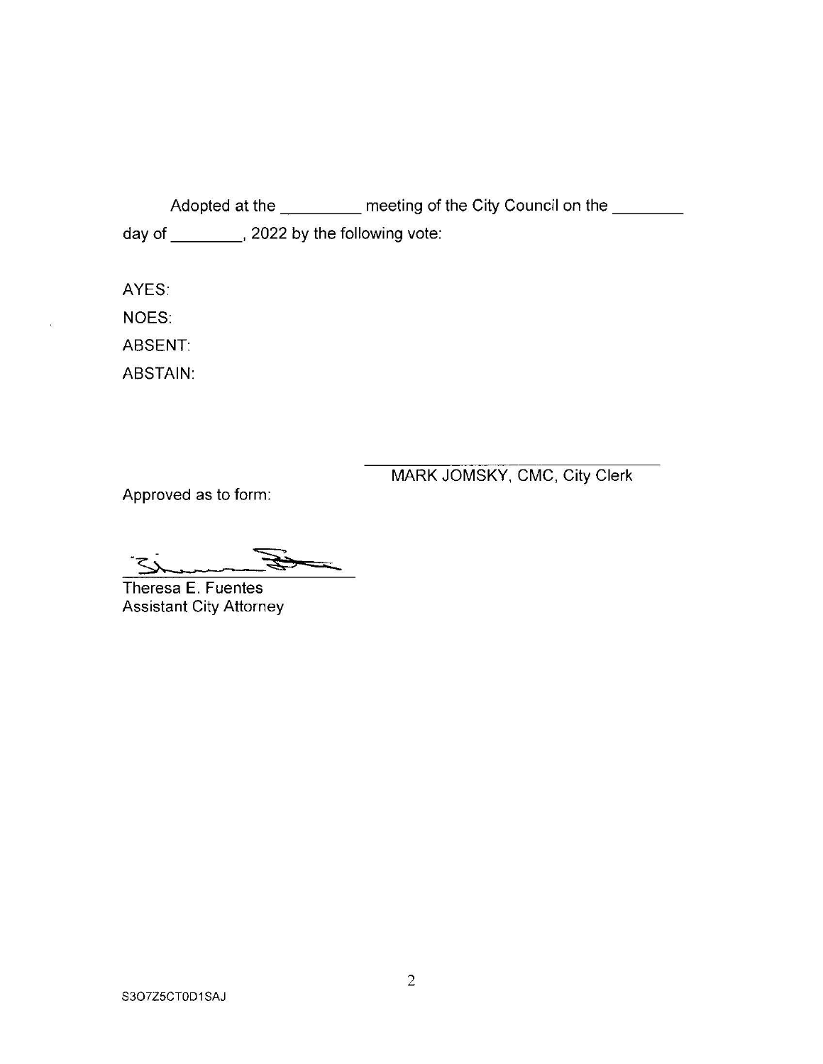Adopted at the _________ meeting of the City Council on the ________ day of ________, 2022 by the following vote:

AYES:

NOES:

ABSENT:

ABSTAIN:

\_\_\_\_\_\_\_\_\_\_\_\_\_\_\_\_\_\_\_\_\_\_\_\_\_\_\_\_\_\_\_\_\_\_

MARK JOMSKY, CMC, City Clerk

Approved as to form:

\_\_\_\_\_\_\_\_\_\_\_\_\_\_\_\_\_\_\_\_\_\_\_\_\_\_\_\_\_\_\_\_\_\_

Theresa E. Fuentes
Assistant City Attorney

S3O7Z5CT0D1SAJ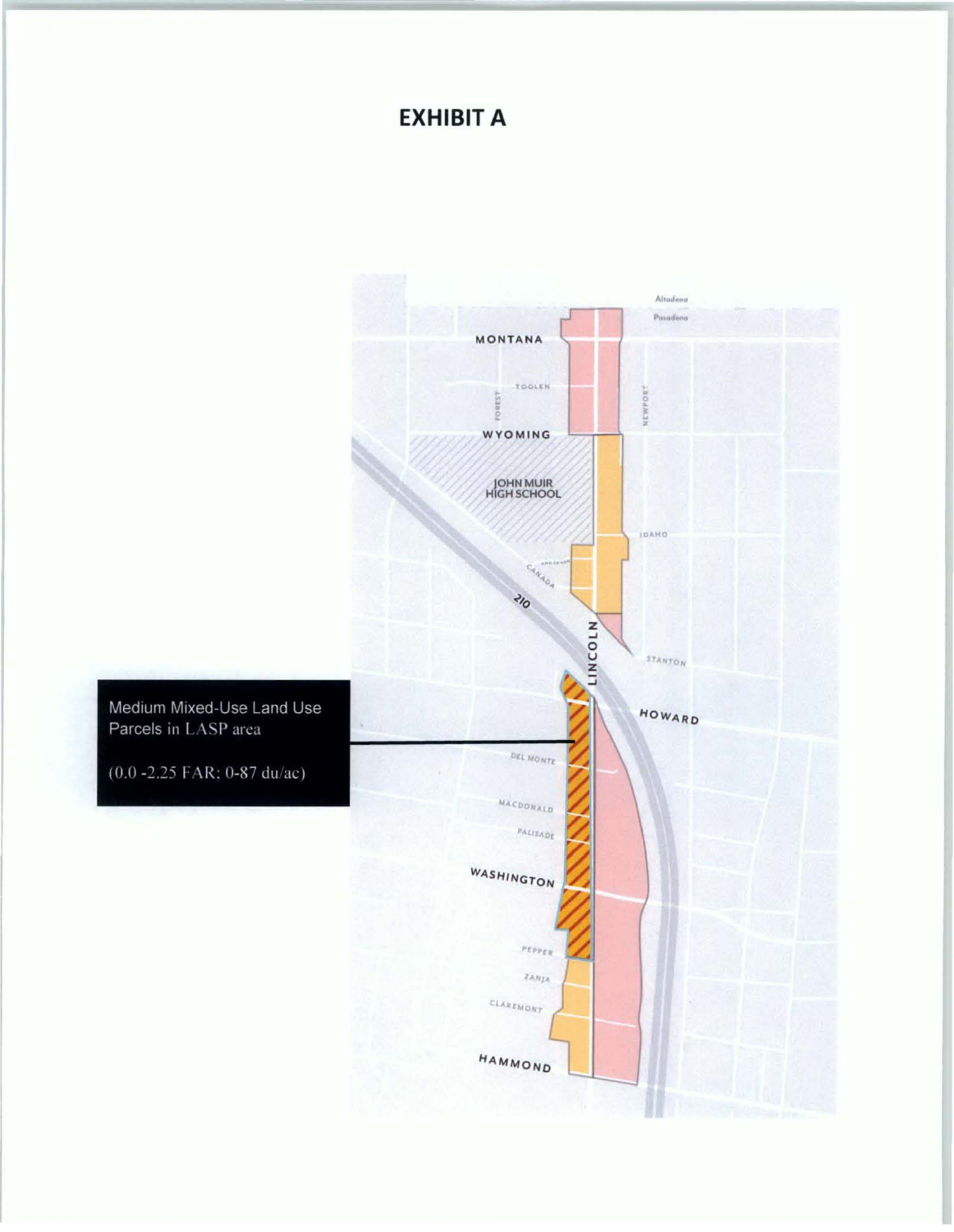# EXHIBIT A

Medium Mixed-Use Land Use Parcels in LASP area

(0.0 -2.25 FAR; 0-87 du/ac)

Altadena

Pasadena

MONTANA

TOOLEN

FOREST

NEWPORT

WYOMING

JOHN MUIR HIGH SCHOOL

IDAHO

CANADA

210

LINCOLN

STANTON

HOWARD

DEL MONTE

MACDONALD

PALISADE

WASHINGTON

PEPPER

ZANJA

CLAREMONT

HAMMOND